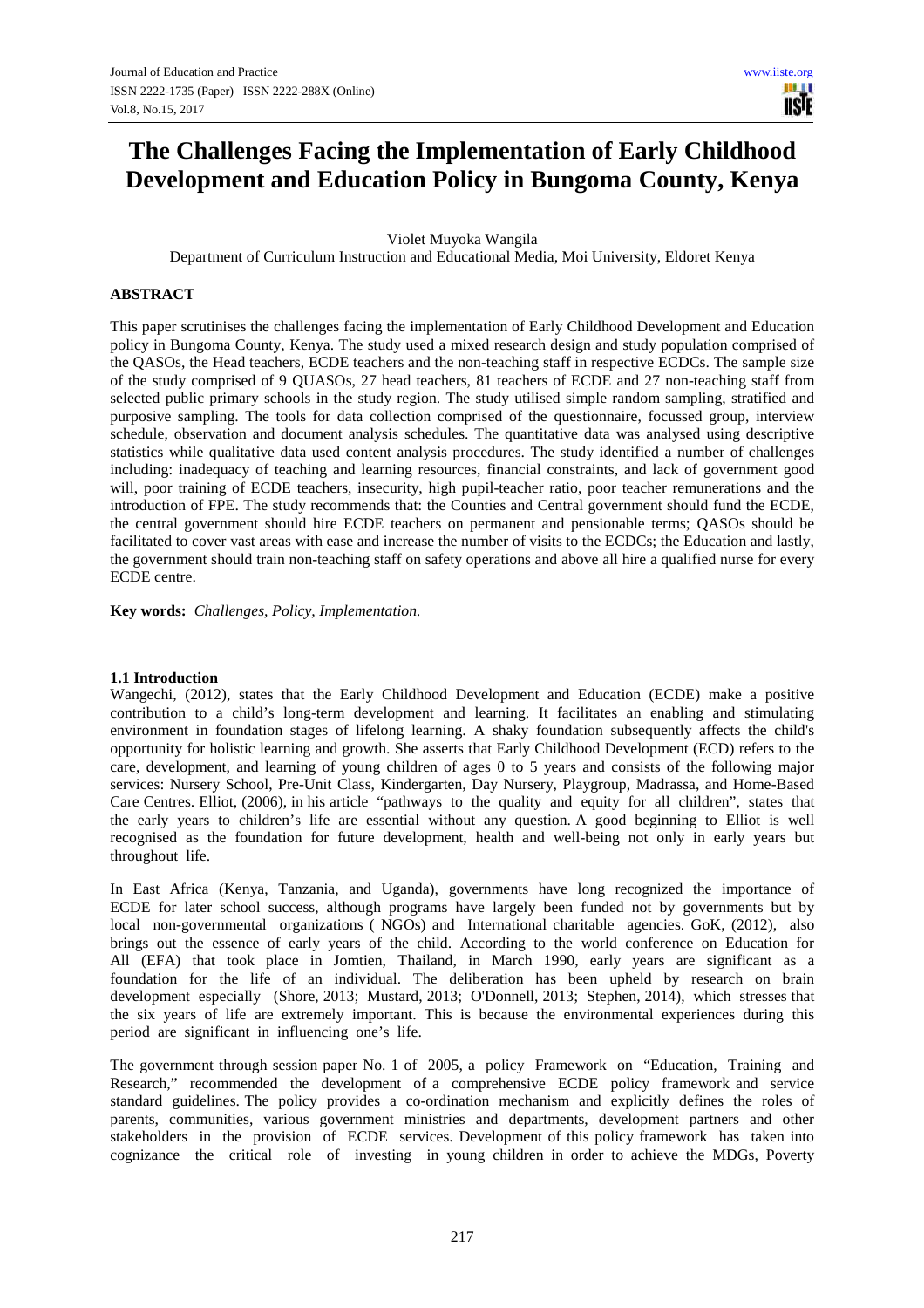# The Challenges Facing the Implementation of Early Childhood Development and Education Policy in Bungoma County, Kenya

Violet Muyoka Wangila

Department of Curriculum Instruction and Educational Media, Moi University, Eldoret Kenya

## ABSTRACT

This paper scrutinises the challenges facing the implementation of Early Childhood Development and Education policy in Bungoma County, Kenya. The study used a mixed research design and study population comprised of the QASOs, the Head teachers, ECDE teachers and the non-teaching staff in respective ECDCs. The sample size of the study comprised of 9 QUASOs, 27 head teachers, 81 teachers of ECDE and 27 non-teaching staff from selected public primary schools in the study region. The study utilised simple random sampling, stratified and purposive sampling. The tools for data collection comprised of the questionnaire, focussed group, interview schedule, observation and document analysis schedules. The quantitative data was analysed using descriptive statistics while qualitative data used content analysis procedures. The study identified a number of challenges including: inadequacy of teaching and learning resources, financial constraints, and lack of government good will, poor training of ECDE teachers, insecurity, high pupil-teacher ratio, poor teacher remunerations and the introduction of FPE. The study recommends that: the Counties and Central government should fund the ECDE, the central government should hire ECDE teachers on permanent and pensionable terms; QASOs should be facilitated to cover vast areas with ease and increase the number of visits to the ECDCs; the Education and lastly, the government should train non-teaching staff on safety operations and above all hire a qualified nurse for every ECDE centre.

**Key words:** *Challenges, Policy, Implementation.*

### 1.1 Introduction

Wangechi, (2012), states that the Early Childhood Development and Education (ECDE) make a positive contribution to a child's long-term development and learning. It facilitates an enabling and stimulating environment in foundation stages of lifelong learning. A shaky foundation subsequently affects the child's opportunity for holistic learning and growth. She asserts that Early Childhood Development (ECD) refers to the care, development, and learning of young children of ages 0 to 5 years and consists of the following major services: Nursery School, Pre-Unit Class, Kindergarten, Day Nursery, Playgroup, Madrassa, and Home-Based Care Centres. Elliot, (2006), in his article "pathways to the quality and equity for all children", states that the early years to children's life are essential without any question. A good beginning to Elliot is well recognised as the foundation for future development, health and well-being not only in early years but throughout life.

In East Africa (Kenya, Tanzania, and Uganda), governments have long recognized the importance of ECDE for later school success, although programs have largely been funded not by governments but by local non-governmental organizations ( NGOs) and International charitable agencies. GoK, (2012), also brings out the essence of early years of the child. According to the world conference on Education for All (EFA) that took place in Jomtien, Thailand, in March 1990, early years are significant as a foundation for the life of an individual. The deliberation has been upheld by research on brain development especially (Shore, 2013; Mustard, 2013; O'Donnell, 2013; Stephen, 2014), which stresses that the six years of life are extremely important. This is because the environmental experiences during this period are significant in influencing one's life.

The government through session paper No. 1 of 2005, a policy Framework on "Education, Training and Research," recommended the development of a comprehensive ECDE policy framework and service standard guidelines. The policy provides a co-ordination mechanism and explicitly defines the roles of parents, communities, various government ministries and departments, development partners and other stakeholders in the provision of ECDE services. Development of this policy framework has taken into cognizance the critical role of investing in young children in order to achieve the MDGs, Poverty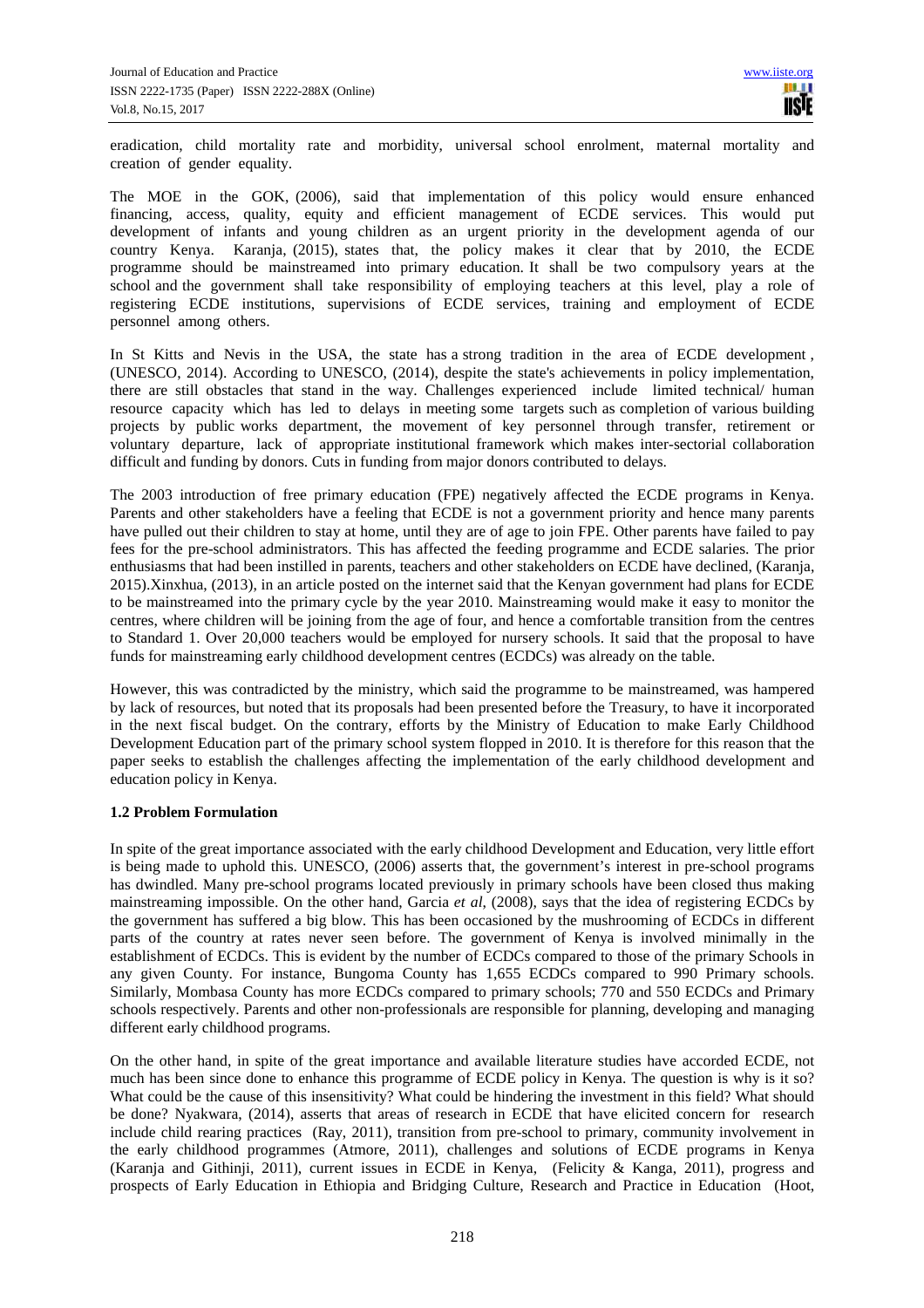eradication, child mortality rate and morbidity, universal school enrolment, maternal mortality and creation of gender equality.

The MOE in the GOK, (2006), said that implementation of this policy would ensure enhanced financing, access, quality, equity and efficient management of ECDE services. This would put development of infants and young children as an urgent priority in the development agenda of our country Kenya. Karanja, (2015), states that, the policy makes it clear that by 2010, the ECDE programme should be mainstreamed into primary education. It shall be two compulsory years at the school and the government shall take responsibility of employing teachers at this level, play a role of registering ECDE institutions, supervisions of ECDE services, training and employment of ECDE personnel among others.

In St Kitts and Nevis in the USA, the state has a strong tradition in the area of ECDE development , (UNESCO, 2014). According to UNESCO, (2014), despite the state's achievements in policy implementation, there are still obstacles that stand in the way. Challenges experienced include limited technical/ human resource capacity which has led to delays in meeting some targets such as completion of various building projects by public works department, the movement of key personnel through transfer, retirement or voluntary departure, lack of appropriate institutional framework which makes inter-sectorial collaboration difficult and funding by donors. Cuts in funding from major donors contributed to delays.

The 2003 introduction of free primary education (FPE) negatively affected the ECDE programs in Kenya. Parents and other stakeholders have a feeling that ECDE is not a government priority and hence many parents have pulled out their children to stay at home, until they are of age to join FPE. Other parents have failed to pay fees for the pre-school administrators. This has affected the feeding programme and ECDE salaries. The prior enthusiasms that had been instilled in parents, teachers and other stakeholders on ECDE have declined, (Karanja, 2015).Xinxhua, (2013), in an article posted on the internet said that the Kenyan government had plans for ECDE to be mainstreamed into the primary cycle by the year 2010. Mainstreaming would make it easy to monitor the centres, where children will be joining from the age of four, and hence a comfortable transition from the centres to Standard 1. Over 20,000 teachers would be employed for nursery schools. It said that the proposal to have funds for mainstreaming early childhood development centres (ECDCs) was already on the table.

However, this was contradicted by the ministry, which said the programme to be mainstreamed, was hampered by lack of resources, but noted that its proposals had been presented before the Treasury, to have it incorporated in the next fiscal budget. On the contrary, efforts by the Ministry of Education to make Early Childhood Development Education part of the primary school system flopped in 2010. It is therefore for this reason that the paper seeks to establish the challenges affecting the implementation of the early childhood development and education policy in Kenya.

**1.2 Problem Formulation**

In spite of the great importance associated with the early childhood Development and Education, very little effort is being made to uphold this. UNESCO, (2006) asserts that, the government's interest in pre-school programs has dwindled. Many pre-school programs located previously in primary schools have been closed thus making mainstreaming impossible. On the other hand, Garcia *et al*, (2008), says that the idea of registering ECDCs by the government has suffered a big blow. This has been occasioned by the mushrooming of ECDCs in different parts of the country at rates never seen before. The government of Kenya is involved minimally in the establishment of ECDCs. This is evident by the number of ECDCs compared to those of the primary Schools in any given County. For instance, Bungoma County has 1,655 ECDCs compared to 990 Primary schools. Similarly, Mombasa County has more ECDCs compared to primary schools; 770 and 550 ECDCs and Primary schools respectively. Parents and other non-professionals are responsible for planning, developing and managing different early childhood programs.

On the other hand, in spite of the great importance and available literature studies have accorded ECDE, not much has been since done to enhance this programme of ECDE policy in Kenya. The question is why is it so? What could be the cause of this insensitivity? What could be hindering the investment in this field? What should be done? Nyakwara, (2014), asserts that areas of research in ECDE that have elicited concern for research include child rearing practices (Ray, 2011), transition from pre-school to primary, community involvement in the early childhood programmes (Atmore, 2011), challenges and solutions of ECDE programs in Kenya (Karanja and Githinji, 2011), current issues in ECDE in Kenya, (Felicity & Kanga, 2011), progress and prospects of Early Education in Ethiopia and Bridging Culture, Research and Practice in Education (Hoot,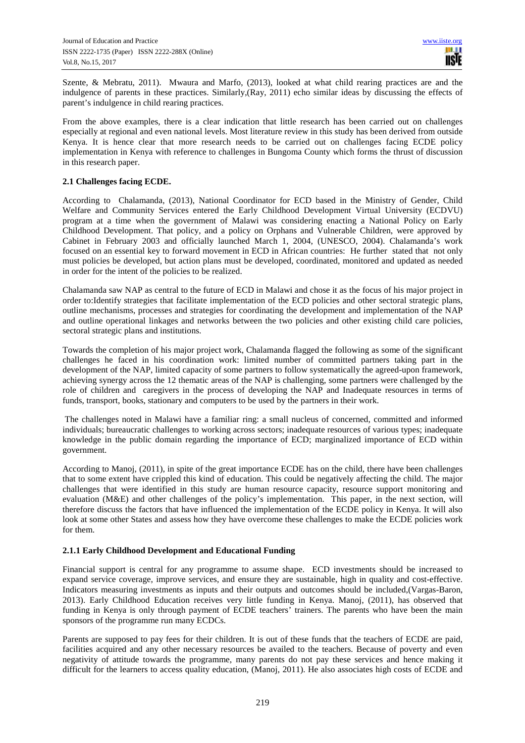Szente, & Mebratu, 2011). Mwaura and Marfo, (2013), looked at what child rearing practices are and the indulgence of parents in these practices. Similarly,(Ray, 2011) echo similar ideas by discussing the effects of parent's indulgence in child rearing practices.

From the above examples, there is a clear indication that little research has been carried out on challenges especially at regional and even national levels. Most literature review in this study has been derived from outside Kenya. It is hence clear that more research needs to be carried out on challenges facing ECDE policy implementation in Kenya with reference to challenges in Bungoma County which forms the thrust of discussion in this research paper.

### 2.1 Challenges facing ECDE.

According to Chalamanda, (2013), National Coordinator for ECD based in the Ministry of Gender, Child Welfare and Community Services entered the Early Childhood Development Virtual University (ECDVU) program at a time when the government of Malawi was considering enacting a National Policy on Early Childhood Development. That policy, and a policy on Orphans and Vulnerable Children, were approved by Cabinet in February 2003 and officially launched March 1, 2004, (UNESCO, 2004). Chalamanda's work focused on an essential key to forward movement in ECD in African countries: He further stated that not only must policies be developed, but action plans must be developed, coordinated, monitored and updated as needed in order for the intent of the policies to be realized.

Chalamanda saw NAP as central to the future of ECD in Malawi and chose it as the focus of his major project in order to:Identify strategies that facilitate implementation of the ECD policies and other sectoral strategic plans, outline mechanisms, processes and strategies for coordinating the development and implementation of the NAP and outline operational linkages and networks between the two policies and other existing child care policies, sectoral strategic plans and institutions.

Towards the completion of his major project work, Chalamanda flagged the following as some of the significant challenges he faced in his coordination work: limited number of committed partners taking part in the development of the NAP, limited capacity of some partners to follow systematically the agreed-upon framework, achieving synergy across the 12 thematic areas of the NAP is challenging, some partners were challenged by the role of children and caregivers in the process of developing the NAP and Inadequate resources in terms of funds, transport, books, stationary and computers to be used by the partners in their work.

The challenges noted in Malawi have a familiar ring: a small nucleus of concerned, committed and informed individuals; bureaucratic challenges to working across sectors; inadequate resources of various types; inadequate knowledge in the public domain regarding the importance of ECD; marginalized importance of ECD within government.

According to Manoj, (2011), in spite of the great importance ECDE has on the child, there have been challenges that to some extent have crippled this kind of education. This could be negatively affecting the child. The major challenges that were identified in this study are human resource capacity, resource support monitoring and evaluation (M&E) and other challenges of the policy's implementation. This paper, in the next section, will therefore discuss the factors that have influenced the implementation of the ECDE policy in Kenya. It will also look at some other States and assess how they have overcome these challenges to make the ECDE policies work for them.

#### 2.1.1 Early Childhood Development and Educational Funding

Financial support is central for any programme to assume shape. ECD investments should be increased to expand service coverage, improve services, and ensure they are sustainable, high in quality and cost-effective. Indicators measuring investments as inputs and their outputs and outcomes should be included,(Vargas-Baron, 2013). Early Childhood Education receives very little funding in Kenya. Manoj, (2011), has observed that funding in Kenya is only through payment of ECDE teachers' trainers. The parents who have been the main sponsors of the programme run many ECDCs.

Parents are supposed to pay fees for their children. It is out of these funds that the teachers of ECDE are paid, facilities acquired and any other necessary resources be availed to the teachers. Because of poverty and even negativity of attitude towards the programme, many parents do not pay these services and hence making it difficult for the learners to access quality education, (Manoj, 2011). He also associates high costs of ECDE and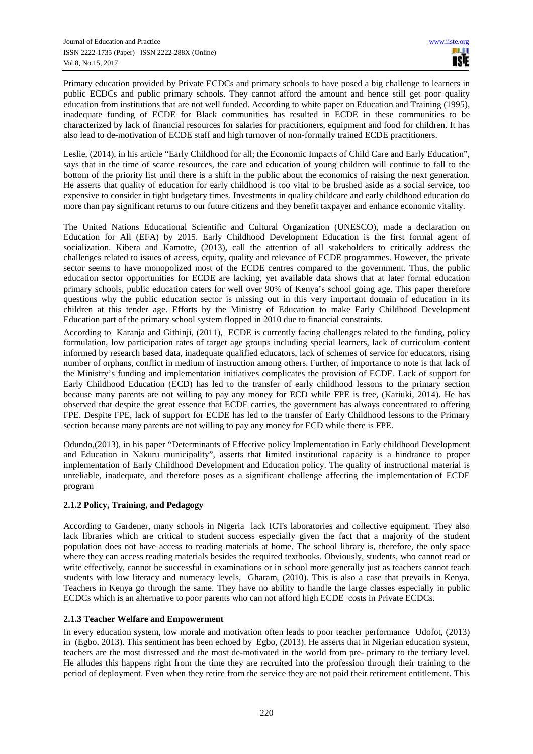Primary education provided by Private ECDCs and primary schools to have posed a big challenge to learners in public ECDCs and public primary schools. They cannot afford the amount and hence still get poor quality education from institutions that are not well funded. According to white paper on Education and Training (1995), inadequate funding of ECDE for Black communities has resulted in ECDE in these communities to be characterized by lack of financial resources for salaries for practitioners, equipment and food for children. It has also lead to de-motivation of ECDE staff and high turnover of non-formally trained ECDE practitioners.

Leslie, (2014), in his article "Early Childhood for all; the Economic Impacts of Child Care and Early Education", says that in the time of scarce resources, the care and education of young children will continue to fall to the bottom of the priority list until there is a shift in the public about the economics of raising the next generation. He asserts that quality of education for early childhood is too vital to be brushed aside as a social service, too expensive to consider in tight budgetary times. Investments in quality childcare and early childhood education do more than pay significant returns to our future citizens and they benefit taxpayer and enhance economic vitality.

The United Nations Educational Scientific and Cultural Organization (UNESCO), made a declaration on Education for All (EFA) by 2015. Early Childhood Development Education is the first formal agent of socialization. Kibera and Kamotte, (2013), call the attention of all stakeholders to critically address the challenges related to issues of access, equity, quality and relevance of ECDE programmes. However, the private sector seems to have monopolized most of the ECDE centres compared to the government. Thus, the public education sector opportunities for ECDE are lacking, yet available data shows that at later formal education primary schools, public education caters for well over 90% of Kenya's school going age. This paper therefore questions why the public education sector is missing out in this very important domain of education in its children at this tender age. Efforts by the Ministry of Education to make Early Childhood Development Education part of the primary school system flopped in 2010 due to financial constraints.

According to Karanja and Githinji, (2011), ECDE is currently facing challenges related to the funding, policy formulation, low participation rates of target age groups including special learners, lack of curriculum content informed by research based data, inadequate qualified educators, lack of schemes of service for educators, rising number of orphans, conflict in medium of instruction among others. Further, of importance to note is that lack of the Ministry's funding and implementation initiatives complicates the provision of ECDE. Lack of support for Early Childhood Education (ECD) has led to the transfer of early childhood lessons to the primary section because many parents are not willing to pay any money for ECD while FPE is free, (Kariuki, 2014). He has observed that despite the great essence that ECDE carries, the government has always concentrated to offering FPE. Despite FPE, lack of support for ECDE has led to the transfer of Early Childhood lessons to the Primary section because many parents are not willing to pay any money for ECD while there is FPE.

Odundo,(2013), in his paper "Determinants of Effective policy Implementation in Early childhood Development and Education in Nakuru municipality", asserts that limited institutional capacity is a hindrance to proper implementation of Early Childhood Development and Education policy. The quality of instructional material is unreliable, inadequate, and therefore poses as a significant challenge affecting the implementation of ECDE program

### 2.1.2 Policy, Training, and Pedagogy

According to Gardener, many schools in Nigeria lack ICTs laboratories and collective equipment. They also lack libraries which are critical to student success especially given the fact that a majority of the student population does not have access to reading materials at home. The school library is, therefore, the only space where they can access reading materials besides the required textbooks. Obviously, students, who cannot read or write effectively, cannot be successful in examinations or in school more generally just as teachers cannot teach students with low literacy and numeracy levels, Gharam, (2010). This is also a case that prevails in Kenya. Teachers in Kenya go through the same. They have no ability to handle the large classes especially in public ECDCs which is an alternative to poor parents who can not afford high ECDE costs in Private ECDCs.

### 2.1.3 Teacher Welfare and Empowerment

In every education system, low morale and motivation often leads to poor teacher performance Udofot, (2013) in (Egbo, 2013). This sentiment has been echoed by Egbo, (2013). He asserts that in Nigerian education system, teachers are the most distressed and the most de-motivated in the world from pre- primary to the tertiary level. He alludes this happens right from the time they are recruited into the profession through their training to the period of deployment. Even when they retire from the service they are not paid their retirement entitlement. This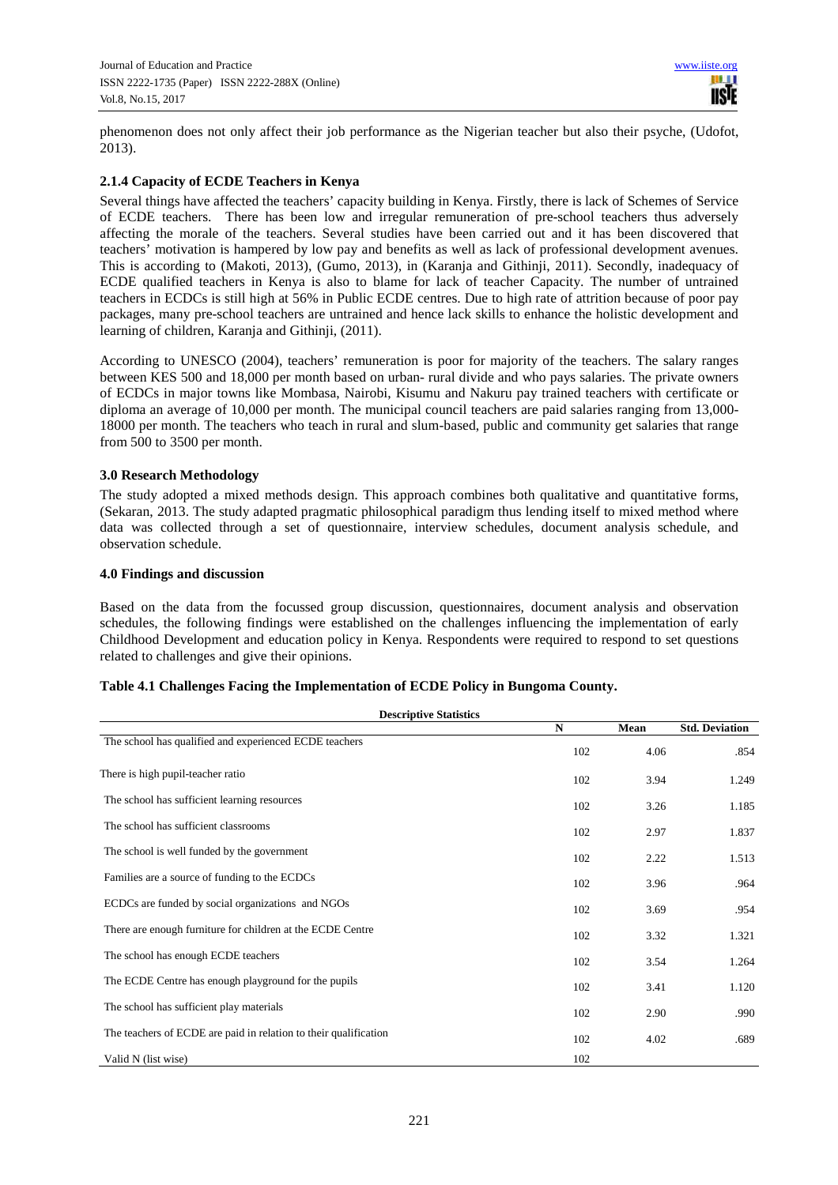phenomenon does not only affect their job performance as the Nigerian teacher but also their psyche, (Udofot, 2013).

### 2.1.4 Capacity of ECDE Teachers in Kenya

Several things have affected the teachers' capacity building in Kenya. Firstly, there is lack of Schemes of Service of ECDE teachers. There has been low and irregular remuneration of pre-school teachers thus adversely affecting the morale of the teachers. Several studies have been carried out and it has been discovered that teachers' motivation is hampered by low pay and benefits as well as lack of professional development avenues. This is according to (Makoti, 2013), (Gumo, 2013), in (Karanja and Githinji, 2011). Secondly, inadequacy of ECDE qualified teachers in Kenya is also to blame for lack of teacher Capacity. The number of untrained teachers in ECDCs is still high at 56% in Public ECDE centres. Due to high rate of attrition because of poor pay packages, many pre-school teachers are untrained and hence lack skills to enhance the holistic development and learning of children, Karanja and Githinji, (2011).

According to UNESCO (2004), teachers' remuneration is poor for majority of the teachers. The salary ranges between KES 500 and 18,000 per month based on urban- rural divide and who pays salaries. The private owners of ECDCs in major towns like Mombasa, Nairobi, Kisumu and Nakuru pay trained teachers with certificate or diploma an average of 10,000 per month. The municipal council teachers are paid salaries ranging from 13,000-18000 per month. The teachers who teach in rural and slum-based, public and community get salaries that range from 500 to 3500 per month.

## 3.0 Research Methodology

The study adopted a mixed methods design. This approach combines both qualitative and quantitative forms, (Sekaran, 2013. The study adapted pragmatic philosophical paradigm thus lending itself to mixed method where data was collected through a set of questionnaire, interview schedules, document analysis schedule, and observation schedule.

## 4.0 Findings and discussion

Based on the data from the focussed group discussion, questionnaires, document analysis and observation schedules, the following findings were established on the challenges influencing the implementation of early Childhood Development and education policy in Kenya. Respondents were required to respond to set questions related to challenges and give their opinions.

**Table 4.1 Challenges Facing the Implementation of ECDE Policy in Bungoma County.**

**Descriptive Statistics**

| | N | Mean | Std. Deviation |
|---|---|---|---|
| The school has qualified and experienced ECDE teachers | 102 | 4.06 | .854 |
| There is high pupil-teacher ratio | 102 | 3.94 | 1.249 |
| The school has sufficient learning resources | 102 | 3.26 | 1.185 |
| The school has sufficient classrooms | 102 | 2.97 | 1.837 |
| The school is well funded by the government | 102 | 2.22 | 1.513 |
| Families are a source of funding to the ECDCs | 102 | 3.96 | .964 |
| ECDCs are funded by social organizations and NGOs | 102 | 3.69 | .954 |
| There are enough furniture for children at the ECDE Centre | 102 | 3.32 | 1.321 |
| The school has enough ECDE teachers | 102 | 3.54 | 1.264 |
| The ECDE Centre has enough playground for the pupils | 102 | 3.41 | 1.120 |
| The school has sufficient play materials | 102 | 2.90 | .990 |
| The teachers of ECDE are paid in relation to their qualification | 102 | 4.02 | .689 |
| Valid N (list wise) | 102 | | |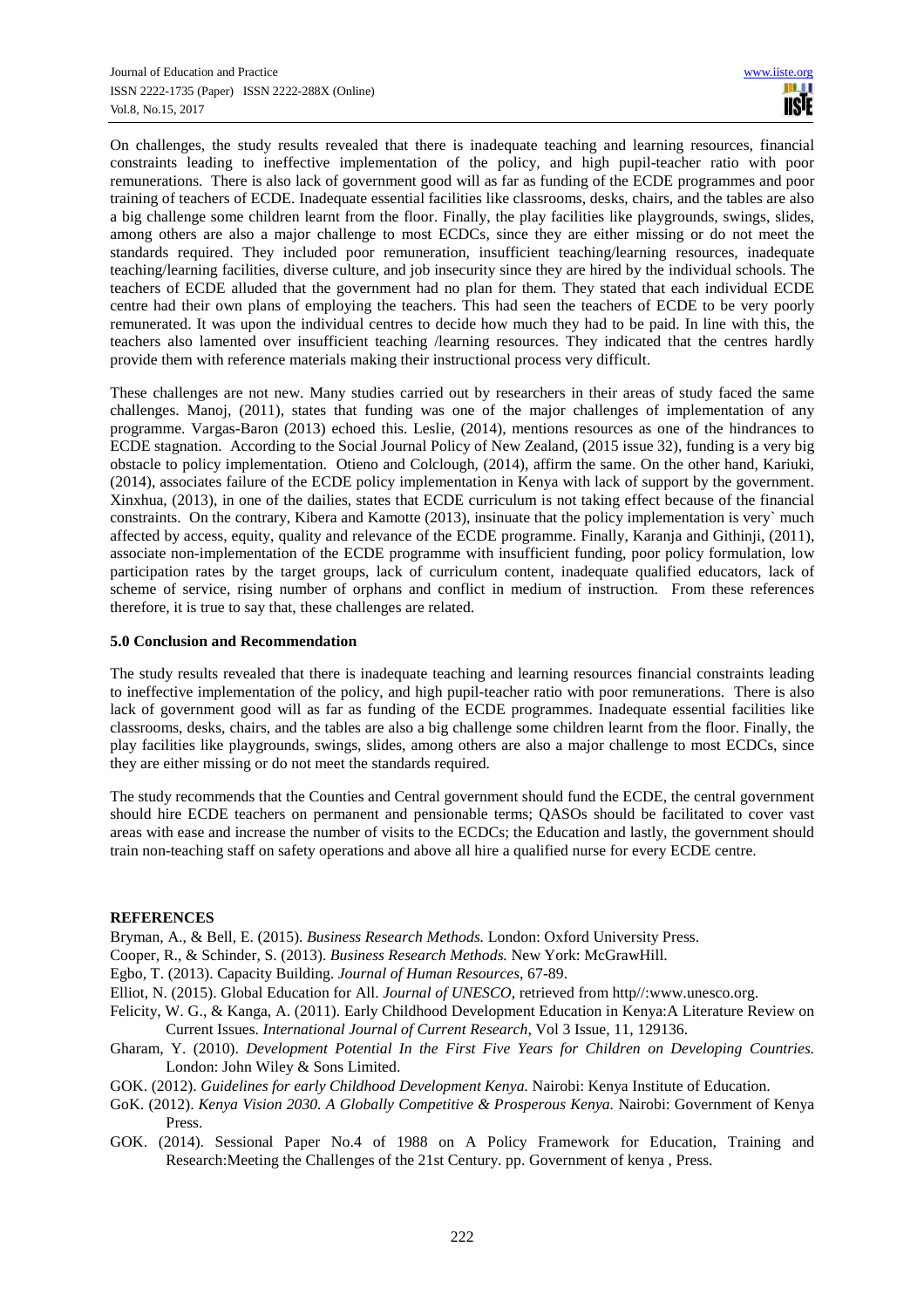On challenges, the study results revealed that there is inadequate teaching and learning resources, financial constraints leading to ineffective implementation of the policy, and high pupil-teacher ratio with poor remunerations. There is also lack of government good will as far as funding of the ECDE programmes and poor training of teachers of ECDE. Inadequate essential facilities like classrooms, desks, chairs, and the tables are also a big challenge some children learnt from the floor. Finally, the play facilities like playgrounds, swings, slides, among others are also a major challenge to most ECDCs, since they are either missing or do not meet the standards required. They included poor remuneration, insufficient teaching/learning resources, inadequate teaching/learning facilities, diverse culture, and job insecurity since they are hired by the individual schools. The teachers of ECDE alluded that the government had no plan for them. They stated that each individual ECDE centre had their own plans of employing the teachers. This had seen the teachers of ECDE to be very poorly remunerated. It was upon the individual centres to decide how much they had to be paid. In line with this, the teachers also lamented over insufficient teaching /learning resources. They indicated that the centres hardly provide them with reference materials making their instructional process very difficult.

These challenges are not new. Many studies carried out by researchers in their areas of study faced the same challenges. Manoj, (2011), states that funding was one of the major challenges of implementation of any programme. Vargas-Baron (2013) echoed this. Leslie, (2014), mentions resources as one of the hindrances to ECDE stagnation. According to the Social Journal Policy of New Zealand, (2015 issue 32), funding is a very big obstacle to policy implementation. Otieno and Colclough, (2014), affirm the same. On the other hand, Kariuki, (2014), associates failure of the ECDE policy implementation in Kenya with lack of support by the government. Xinxhua, (2013), in one of the dailies, states that ECDE curriculum is not taking effect because of the financial constraints. On the contrary, Kibera and Kamotte (2013), insinuate that the policy implementation is very` much affected by access, equity, quality and relevance of the ECDE programme. Finally, Karanja and Githinji, (2011), associate non-implementation of the ECDE programme with insufficient funding, poor policy formulation, low participation rates by the target groups, lack of curriculum content, inadequate qualified educators, lack of scheme of service, rising number of orphans and conflict in medium of instruction. From these references therefore, it is true to say that, these challenges are related.

## 5.0 Conclusion and Recommendation

The study results revealed that there is inadequate teaching and learning resources financial constraints leading to ineffective implementation of the policy, and high pupil-teacher ratio with poor remunerations. There is also lack of government good will as far as funding of the ECDE programmes. Inadequate essential facilities like classrooms, desks, chairs, and the tables are also a big challenge some children learnt from the floor. Finally, the play facilities like playgrounds, swings, slides, among others are also a major challenge to most ECDCs, since they are either missing or do not meet the standards required.

The study recommends that the Counties and Central government should fund the ECDE, the central government should hire ECDE teachers on permanent and pensionable terms; QASOs should be facilitated to cover vast areas with ease and increase the number of visits to the ECDCs; the Education and lastly, the government should train non-teaching staff on safety operations and above all hire a qualified nurse for every ECDE centre.

## REFERENCES

Bryman, A., & Bell, E. (2015). *Business Research Methods.* London: Oxford University Press.

Cooper, R., & Schinder, S. (2013). *Business Research Methods.* New York: McGrawHill.

Egbo, T. (2013). Capacity Building. *Journal of Human Resources*, 67-89.

Elliot, N. (2015). Global Education for All. *Journal of UNESCO*, retrieved from http//:www.unesco.org.

Felicity, W. G., & Kanga, A. (2011). Early Childhood Development Education in Kenya:A Literature Review on Current Issues. *International Journal of Current Research*, Vol 3 Issue, 11, 129136.

Gharam, Y. (2010). *Development Potential In the First Five Years for Children on Developing Countries.* London: John Wiley & Sons Limited.

GOK. (2012). *Guidelines for early Childhood Development Kenya.* Nairobi: Kenya Institute of Education.

GoK. (2012). *Kenya Vision 2030. A Globally Competitive & Prosperous Kenya.* Nairobi: Government of Kenya Press.

GOK. (2014). Sessional Paper No.4 of 1988 on A Policy Framework for Education, Training and Research:Meeting the Challenges of the 21st Century. pp. Government of kenya , Press.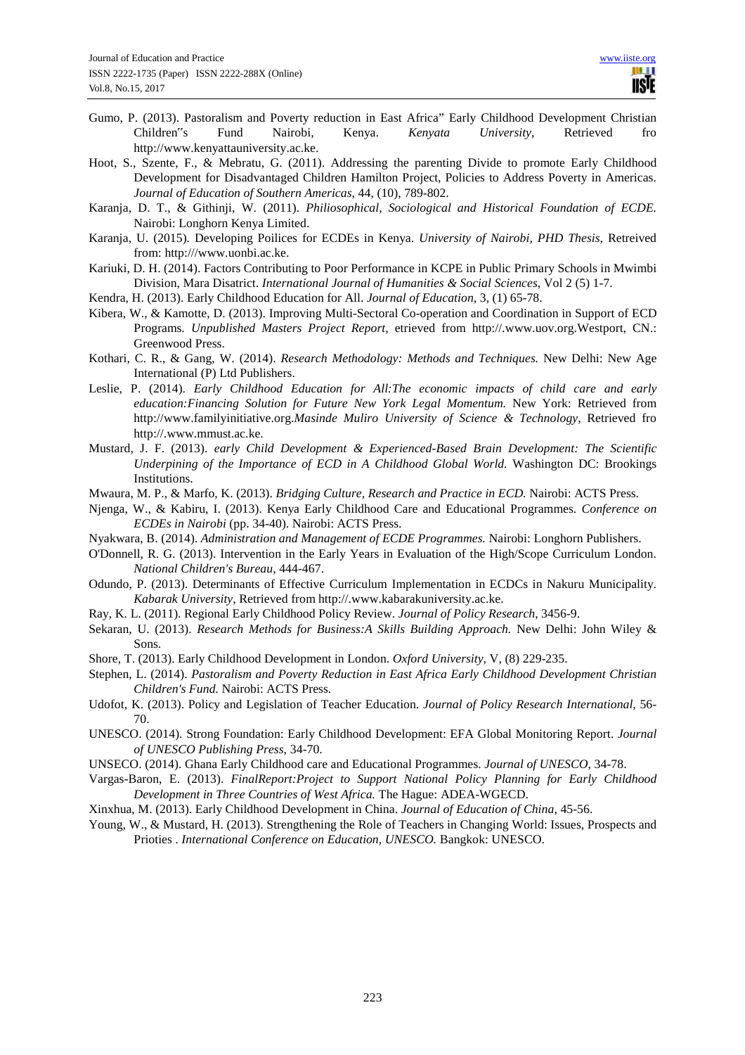Gumo, P. (2013). Pastoralism and Poverty reduction in East Africa" Early Childhood Development Christian Children"s Fund Nairobi, Kenya. *Kenyata University*, Retrieved fro http://www.kenyattauniversity.ac.ke.

Hoot, S., Szente, F., & Mebratu, G. (2011). Addressing the parenting Divide to promote Early Childhood Development for Disadvantaged Children Hamilton Project, Policies to Address Poverty in Americas. *Journal of Education of Southern Americas*, 44, (10), 789-802.

Karanja, D. T., & Githinji, W. (2011). *Philiosophical, Sociological and Historical Foundation of ECDE.* Nairobi: Longhorn Kenya Limited.

Karanja, U. (2015). Developing Poilices for ECDEs in Kenya. *University of Nairobi, PHD Thesis*, Retreived from: http:///www.uonbi.ac.ke.

Kariuki, D. H. (2014). Factors Contributing to Poor Performance in KCPE in Public Primary Schools in Mwimbi Division, Mara Disatrict. *International Journal of Humanities & Social Sciences*, Vol 2 (5) 1-7.

Kendra, H. (2013). Early Childhood Education for All. *Journal of Education*, 3, (1) 65-78.

Kibera, W., & Kamotte, D. (2013). Improving Multi-Sectoral Co-operation and Coordination in Support of ECD Programs. *Unpublished Masters Project Report*, etrieved from http://.www.uov.org.Westport, CN.: Greenwood Press.

Kothari, C. R., & Gang, W. (2014). *Research Methodology: Methods and Techniques.* New Delhi: New Age International (P) Ltd Publishers.

Leslie, P. (2014). *Early Childhood Education for All:The economic impacts of child care and early education:Financing Solution for Future New York Legal Momentum.* New York: Retrieved from http://www.familyinitiative.org.*Masinde Muliro University of Science & Technology*, Retrieved fro http://.www.mmust.ac.ke.

Mustard, J. F. (2013). *early Child Development & Experienced-Based Brain Development: The Scientific Underpining of the Importance of ECD in A Childhood Global World.* Washington DC: Brookings Institutions.

Mwaura, M. P., & Marfo, K. (2013). *Bridging Culture, Research and Practice in ECD.* Nairobi: ACTS Press.

Njenga, W., & Kabiru, I. (2013). Kenya Early Childhood Care and Educational Programmes. *Conference on ECDEs in Nairobi* (pp. 34-40). Nairobi: ACTS Press.

Nyakwara, B. (2014). *Administration and Management of ECDE Programmes.* Nairobi: Longhorn Publishers.

O'Donnell, R. G. (2013). Intervention in the Early Years in Evaluation of the High/Scope Curriculum London. *National Children's Bureau*, 444-467.

Odundo, P. (2013). Determinants of Effective Curriculum Implementation in ECDCs in Nakuru Municipality. *Kabarak University*, Retrieved from http://.www.kabarakuniversity.ac.ke.

Ray, K. L. (2011). Regional Early Childhood Policy Review. *Journal of Policy Research*, 3456-9.

Sekaran, U. (2013). *Research Methods for Business:A Skills Building Approach.* New Delhi: John Wiley & Sons.

Shore, T. (2013). Early Childhood Development in London. *Oxford University*, V, (8) 229-235.

Stephen, L. (2014). *Pastoralism and Poverty Reduction in East Africa Early Childhood Development Christian Children's Fund.* Nairobi: ACTS Press.

Udofot, K. (2013). Policy and Legislation of Teacher Education. *Journal of Policy Research International*, 56-70.

UNESCO. (2014). Strong Foundation: Early Childhood Development: EFA Global Monitoring Report. *Journal of UNESCO Publishing Press*, 34-70.

UNSECO. (2014). Ghana Early Childhood care and Educational Programmes. *Journal of UNESCO*, 34-78.

Vargas-Baron, E. (2013). *FinalReport:Project to Support National Policy Planning for Early Childhood Development in Three Countries of West Africa.* The Hague: ADEA-WGECD.

Xinxhua, M. (2013). Early Childhood Development in China. *Journal of Education of China*, 45-56.

Young, W., & Mustard, H. (2013). Strengthening the Role of Teachers in Changing World: Issues, Prospects and Prioties . *International Conference on Education, UNESCO.* Bangkok: UNESCO.